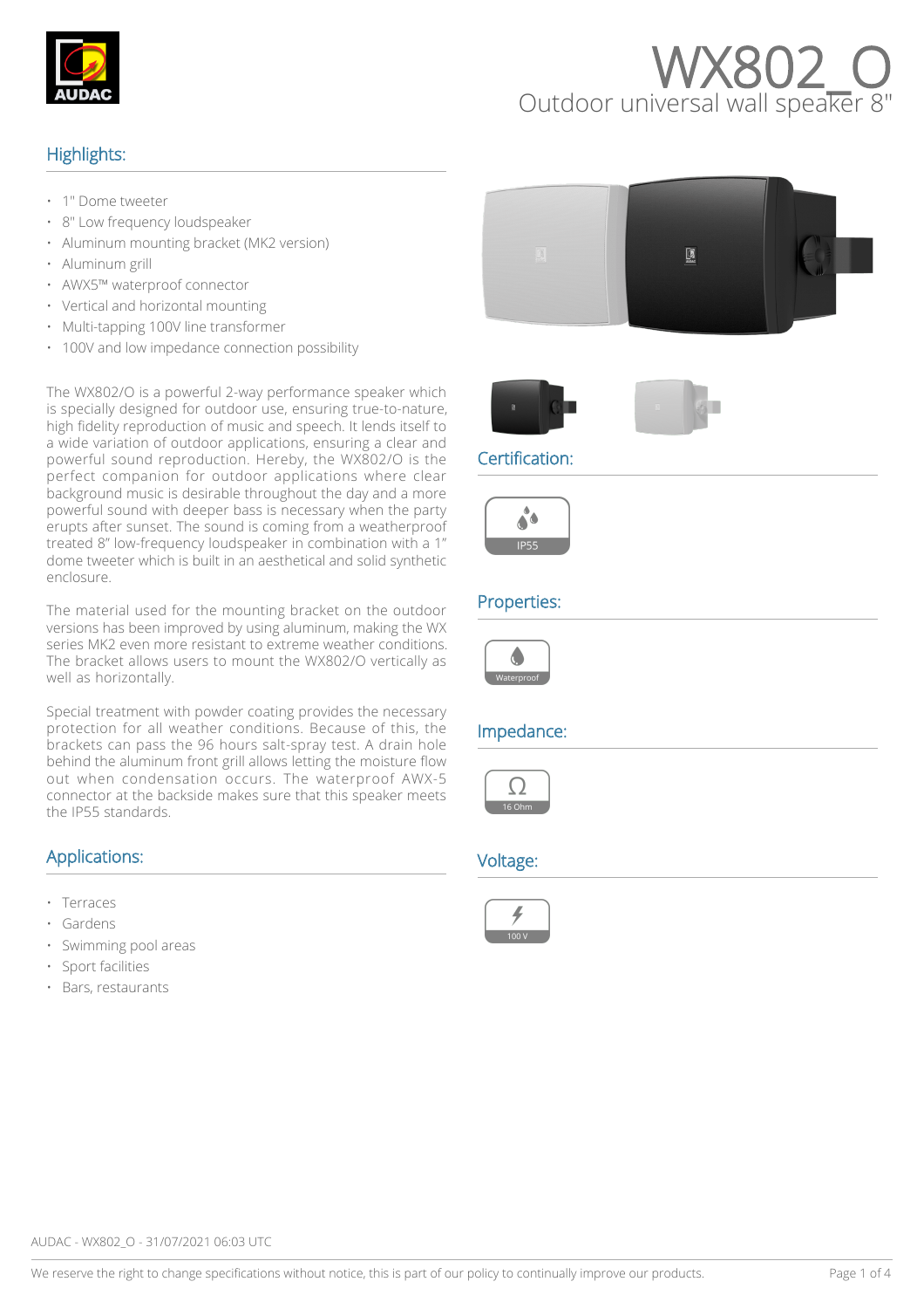# WX802_O

## Outdoor universal wall speaker 8"

## Highlights:

- 1" Dome tweeter
- 8" Low frequency loudspeaker
- Aluminum mounting bracket (MK2 version)
- Aluminum grill
- AWX5™ waterproof connector
- Vertical and horizontal mounting
- Multi-tapping 100V line transformer
- 100V and low impedance connection possibility

The WX802/O is a powerful 2-way performance speaker which is specially designed for outdoor use, ensuring true-to-nature, high fidelity reproduction of music and speech. It lends itself to a wide variation of outdoor applications, ensuring a clear and powerful sound reproduction. Hereby, the WX802/O is the perfect companion for outdoor applications where clear background music is desirable throughout the day and a more powerful sound with deeper bass is necessary when the party erupts after sunset. The sound is coming from a weatherproof treated 8" low-frequency loudspeaker in combination with a 1" dome tweeter which is built in an aesthetical and solid synthetic enclosure.

The material used for the mounting bracket on the outdoor versions has been improved by using aluminum, making the WX series MK2 even more resistant to extreme weather conditions. The bracket allows users to mount the WX802/O vertically as well as horizontally.

Special treatment with powder coating provides the necessary protection for all weather conditions. Because of this, the brackets can pass the 96 hours salt-spray test. A drain hole behind the aluminum front grill allows letting the moisture flow out when condensation occurs. The waterproof AWX-5 connector at the backside makes sure that this speaker meets the IP55 standards.

## Applications:

- Terraces
- Gardens
- Swimming pool areas
- Sport facilities
- Bars, restaurants

## Certification:

IP55

## Properties:

Waterproof

## Impedance:

16 Ohm

## Voltage:

100 V

AUDAC - WX802_O - 31/07/2021 06:03 UTC

We reserve the right to change specifications without notice, this is part of our policy to continually improve our products.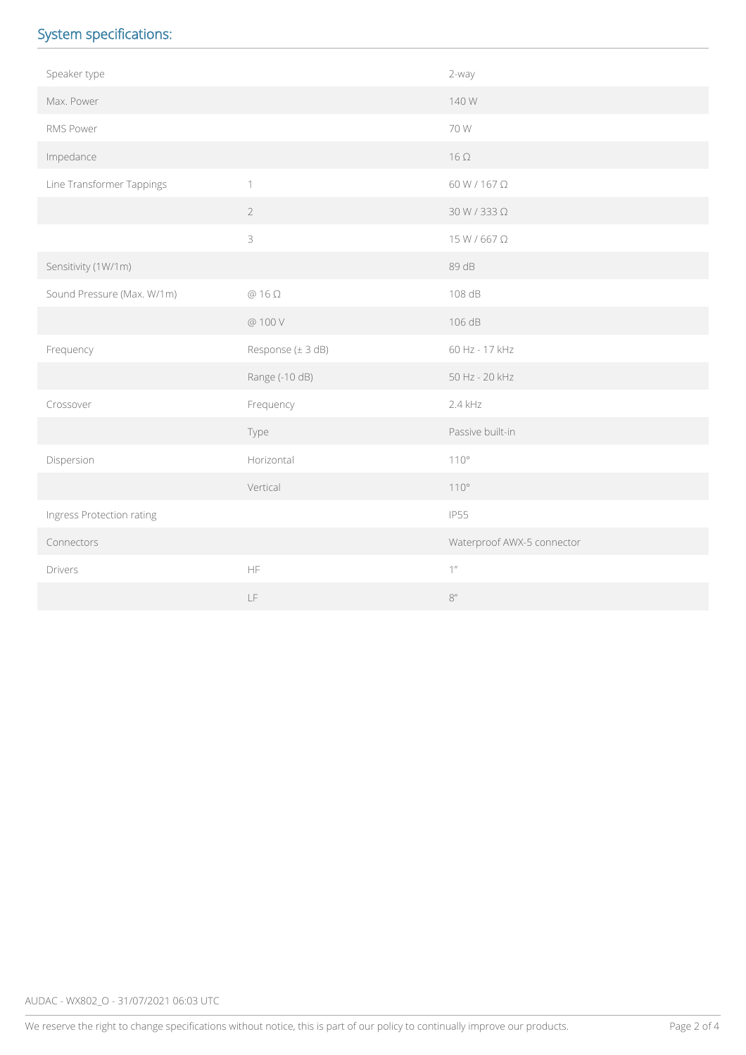## System specifications:

| | | |
|---|---|---|
| Speaker type | | 2-way |
| Max. Power | | 140 W |
| RMS Power | | 70 W |
| Impedance | | 16 Ω |
| Line Transformer Tappings | 1 | 60 W / 167 Ω |
| | 2 | 30 W / 333 Ω |
| | 3 | 15 W / 667 Ω |
| Sensitivity (1W/1m) | | 89 dB |
| Sound Pressure (Max. W/1m) | @ 16 Ω | 108 dB |
| | @ 100 V | 106 dB |
| Frequency | Response (± 3 dB) | 60 Hz - 17 kHz |
| | Range (-10 dB) | 50 Hz - 20 kHz |
| Crossover | Frequency | 2.4 kHz |
| | Type | Passive built-in |
| Dispersion | Horizontal | 110° |
| | Vertical | 110° |
| Ingress Protection rating | | IP55 |
| Connectors | | Waterproof AWX-5 connector |
| Drivers | HF | 1" |
| | LF | 8" |

AUDAC - WX802_O - 31/07/2021 06:03 UTC

We reserve the right to change specifications without notice, this is part of our policy to continually improve our products.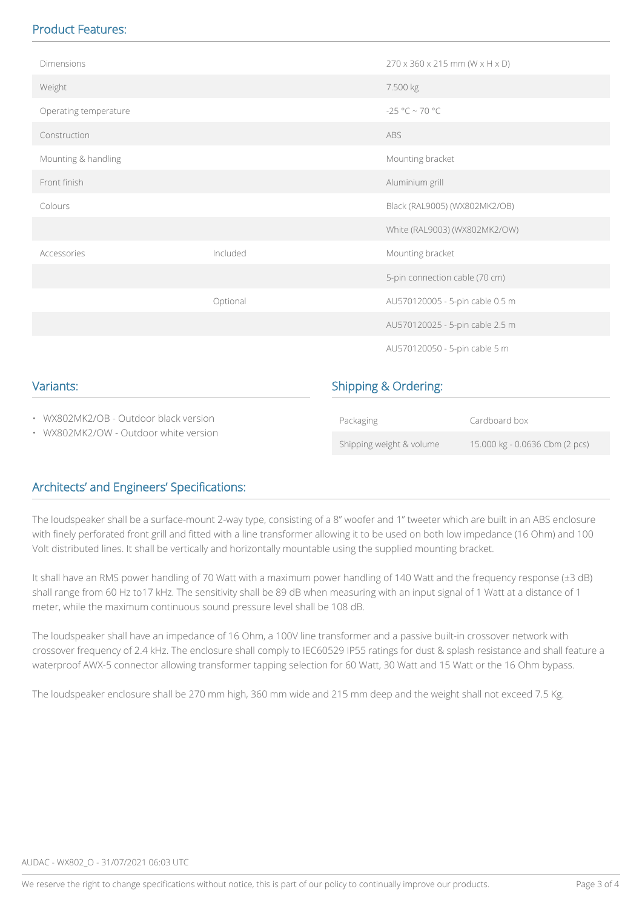## Product Features:

| | | |
|---|---|---|
| Dimensions | | 270 x 360 x 215 mm (W x H x D) |
| Weight | | 7.500 kg |
| Operating temperature | | -25 °C ~ 70 °C |
| Construction | | ABS |
| Mounting & handling | | Mounting bracket |
| Front finish | | Aluminium grill |
| Colours | | Black (RAL9005) (WX802MK2/OB) |
| | | White (RAL9003) (WX802MK2/OW) |
| Accessories | Included | Mounting bracket |
| | | 5-pin connection cable (70 cm) |
| | Optional | AU570120005 - 5-pin cable 0.5 m |
| | | AU570120025 - 5-pin cable 2.5 m |
| | | AU570120050 - 5-pin cable 5 m |

## Variants:

- WX802MK2/OB - Outdoor black version
- WX802MK2/OW - Outdoor white version

## Shipping & Ordering:

| | |
|---|---|
| Packaging | Cardboard box |
| Shipping weight & volume | 15.000 kg - 0.0636 Cbm (2 pcs) |

## Architects' and Engineers' Specifications:

The loudspeaker shall be a surface-mount 2-way type, consisting of a 8" woofer and 1" tweeter which are built in an ABS enclosure with finely perforated front grill and fitted with a line transformer allowing it to be used on both low impedance (16 Ohm) and 100 Volt distributed lines. It shall be vertically and horizontally mountable using the supplied mounting bracket.

It shall have an RMS power handling of 70 Watt with a maximum power handling of 140 Watt and the frequency response (±3 dB) shall range from 60 Hz to17 kHz. The sensitivity shall be 89 dB when measuring with an input signal of 1 Watt at a distance of 1 meter, while the maximum continuous sound pressure level shall be 108 dB.

The loudspeaker shall have an impedance of 16 Ohm, a 100V line transformer and a passive built-in crossover network with crossover frequency of 2.4 kHz. The enclosure shall comply to IEC60529 IP55 ratings for dust & splash resistance and shall feature a waterproof AWX-5 connector allowing transformer tapping selection for 60 Watt, 30 Watt and 15 Watt or the 16 Ohm bypass.

The loudspeaker enclosure shall be 270 mm high, 360 mm wide and 215 mm deep and the weight shall not exceed 7.5 Kg.

AUDAC - WX802_O - 31/07/2021 06:03 UTC

We reserve the right to change specifications without notice, this is part of our policy to continually improve our products.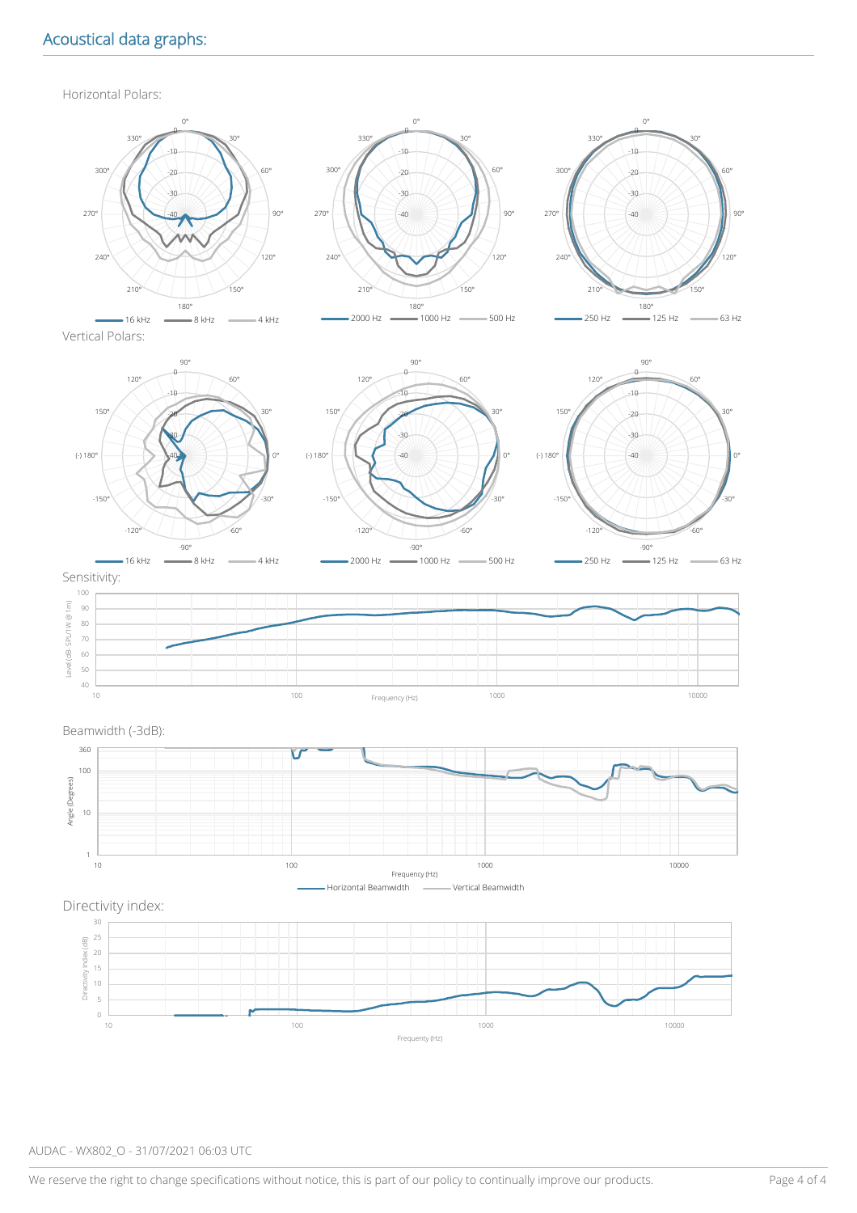## Acoustical data graphs:

Horizontal Polars:

0°
330°
30°
300°
60°
270°
90°
240°
120°
210°
150°
180°
0
-10
-20
-30
-40

16 kHz
8 kHz
4 kHz

2000 Hz
1000 Hz
500 Hz

250 Hz
125 Hz
63 Hz

Vertical Polars:

90°
120°
60°
150°
30°
(-) 180°
0°
-150°
-30°
-120°
-60°
-90°
0
-10
-20
-30
-40

16 kHz
8 kHz
4 kHz

2000 Hz
1000 Hz
500 Hz

250 Hz
125 Hz
63 Hz

Sensitivity:

Level (dB - SPL/1W @ 1m)
100
90
80
70
60
50
40
10
100
1000
10000
Frequency (Hz)

Beamwidth (-3dB):

Angle (Degrees)
360
100
10
1
10
100
1000
10000
Frequency (Hz)
Horizontal Beamwidth
Vertical Beamwidth

Directivity index:

Directivity Index (dB)
30
25
20
15
10
5
0
10
100
1000
10000
Frequency (Hz)

AUDAC - WX802_O - 31/07/2021 06:03 UTC

We reserve the right to change specifications without notice, this is part of our policy to continually improve our products.